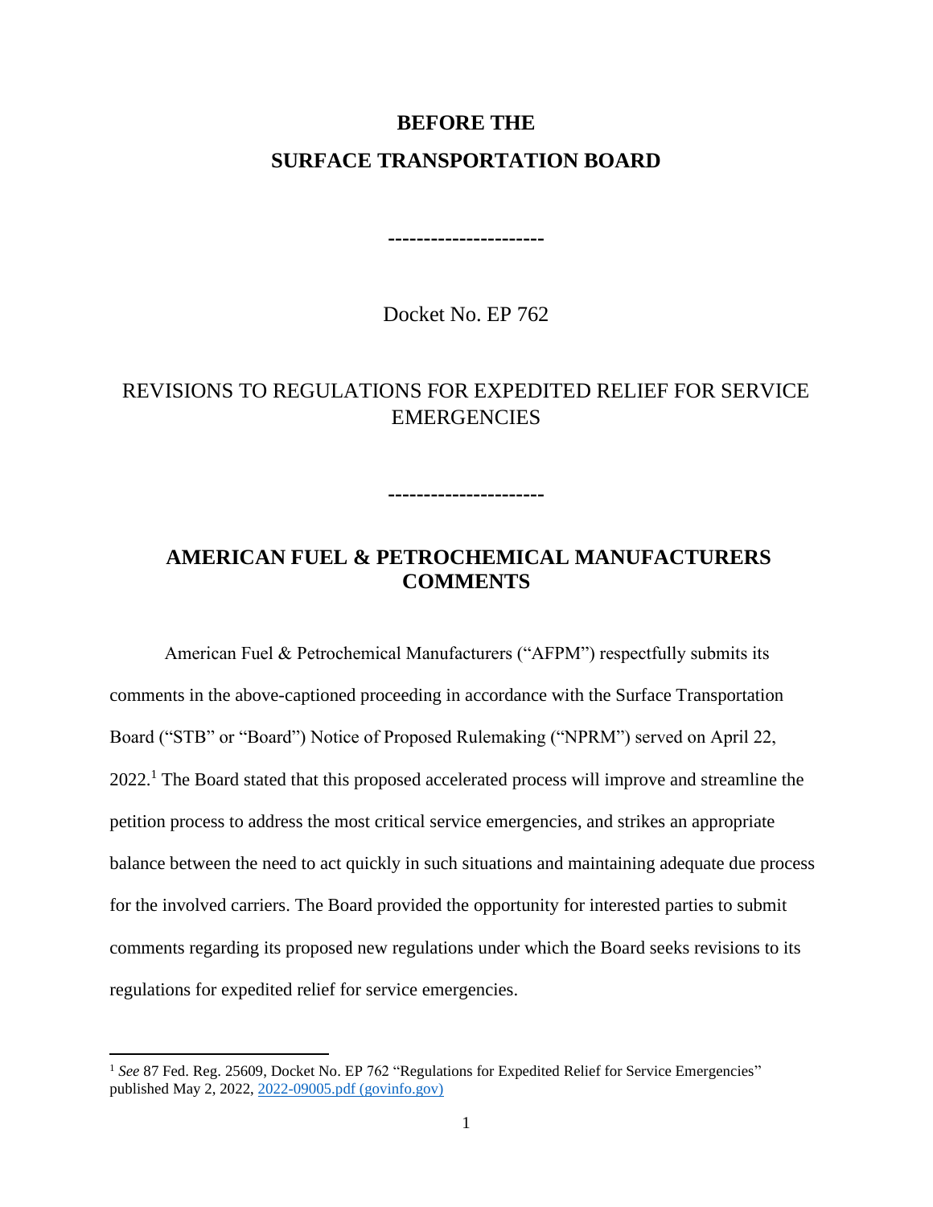**BEFORE THE**

**SURFACE TRANSPORTATION BOARD**

---------------------

Docket No. EP 762

REVISIONS TO REGULATIONS FOR EXPEDITED RELIEF FOR SERVICE EMERGENCIES

---------------------

**AMERICAN FUEL & PETROCHEMICAL MANUFACTURERS COMMENTS**

American Fuel & Petrochemical Manufacturers ("AFPM") respectfully submits its comments in the above-captioned proceeding in accordance with the Surface Transportation Board ("STB" or "Board") Notice of Proposed Rulemaking ("NPRM") served on April 22, 2022.[1] The Board stated that this proposed accelerated process will improve and streamline the petition process to address the most critical service emergencies, and strikes an appropriate balance between the need to act quickly in such situations and maintaining adequate due process for the involved carriers. The Board provided the opportunity for interested parties to submit comments regarding its proposed new regulations under which the Board seeks revisions to its regulations for expedited relief for service emergencies.

[1] *See* 87 Fed. Reg. 25609, Docket No. EP 762 "Regulations for Expedited Relief for Service Emergencies" published May 2, 2022, [2022-09005.pdf (govinfo.gov)](2022-09005.pdf (govinfo.gov))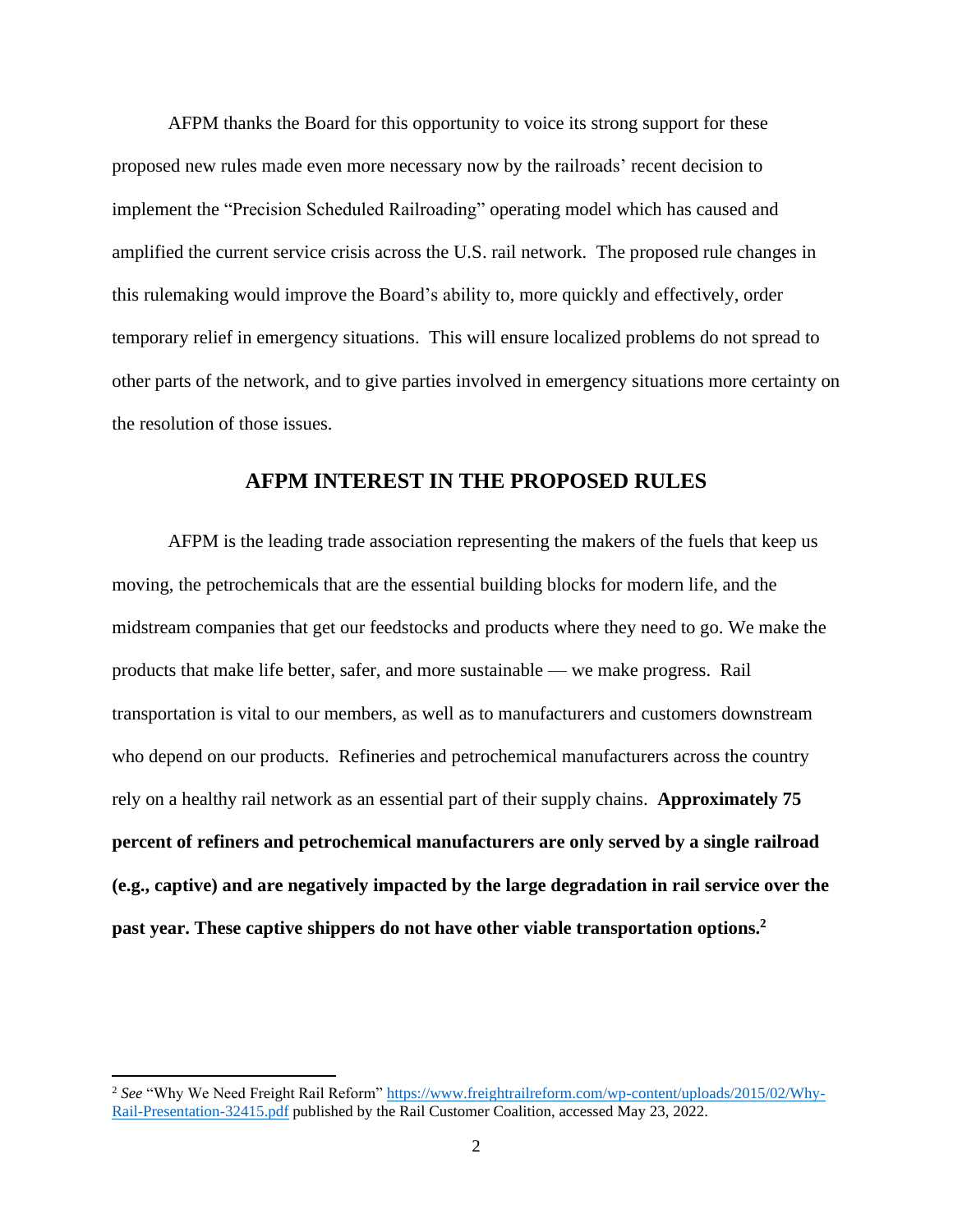AFPM thanks the Board for this opportunity to voice its strong support for these proposed new rules made even more necessary now by the railroads' recent decision to implement the "Precision Scheduled Railroading" operating model which has caused and amplified the current service crisis across the U.S. rail network. The proposed rule changes in this rulemaking would improve the Board's ability to, more quickly and effectively, order temporary relief in emergency situations. This will ensure localized problems do not spread to other parts of the network, and to give parties involved in emergency situations more certainty on the resolution of those issues.

## AFPM INTEREST IN THE PROPOSED RULES

AFPM is the leading trade association representing the makers of the fuels that keep us moving, the petrochemicals that are the essential building blocks for modern life, and the midstream companies that get our feedstocks and products where they need to go. We make the products that make life better, safer, and more sustainable — we make progress. Rail transportation is vital to our members, as well as to manufacturers and customers downstream who depend on our products. Refineries and petrochemical manufacturers across the country rely on a healthy rail network as an essential part of their supply chains. **Approximately 75 percent of refiners and petrochemical manufacturers are only served by a single railroad (e.g., captive) and are negatively impacted by the large degradation in rail service over the past year. These captive shippers do not have other viable transportation options.[2]**

---

[2] *See* "Why We Need Freight Rail Reform" https://www.freightrailreform.com/wp-content/uploads/2015/02/Why-Rail-Presentation-32415.pdf published by the Rail Customer Coalition, accessed May 23, 2022.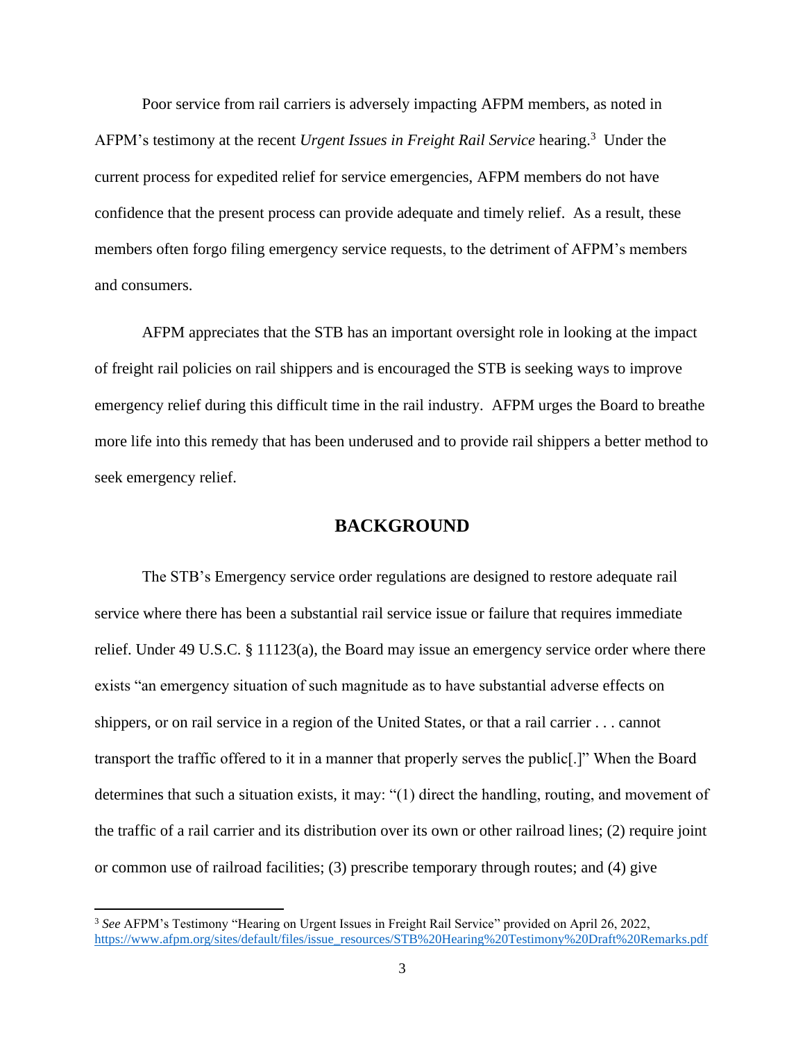Poor service from rail carriers is adversely impacting AFPM members, as noted in AFPM's testimony at the recent *Urgent Issues in Freight Rail Service* hearing.[3] Under the current process for expedited relief for service emergencies, AFPM members do not have confidence that the present process can provide adequate and timely relief. As a result, these members often forgo filing emergency service requests, to the detriment of AFPM's members and consumers.

AFPM appreciates that the STB has an important oversight role in looking at the impact of freight rail policies on rail shippers and is encouraged the STB is seeking ways to improve emergency relief during this difficult time in the rail industry. AFPM urges the Board to breathe more life into this remedy that has been underused and to provide rail shippers a better method to seek emergency relief.

## BACKGROUND

The STB's Emergency service order regulations are designed to restore adequate rail service where there has been a substantial rail service issue or failure that requires immediate relief. Under 49 U.S.C. § 11123(a), the Board may issue an emergency service order where there exists "an emergency situation of such magnitude as to have substantial adverse effects on shippers, or on rail service in a region of the United States, or that a rail carrier . . . cannot transport the traffic offered to it in a manner that properly serves the public[.]" When the Board determines that such a situation exists, it may: "(1) direct the handling, routing, and movement of the traffic of a rail carrier and its distribution over its own or other railroad lines; (2) require joint or common use of railroad facilities; (3) prescribe temporary through routes; and (4) give

---

[3] *See* AFPM's Testimony "Hearing on Urgent Issues in Freight Rail Service" provided on April 26, 2022, https://www.afpm.org/sites/default/files/issue_resources/STB%20Hearing%20Testimony%20Draft%20Remarks.pdf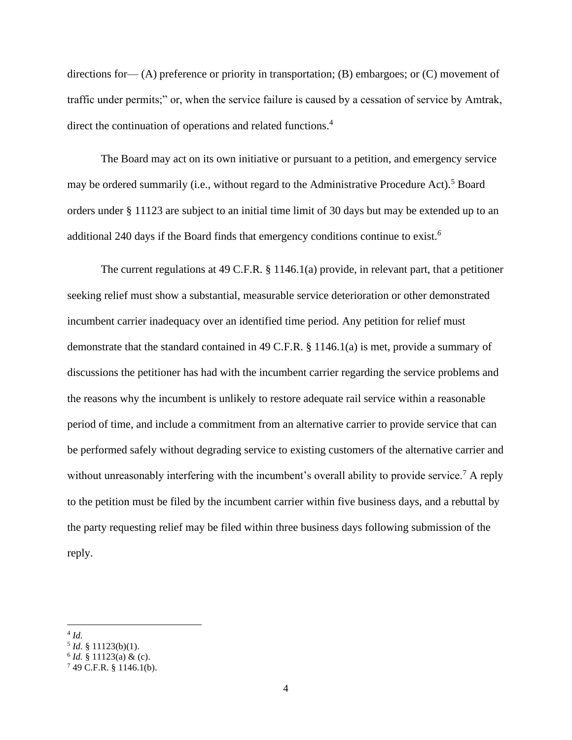directions for— (A) preference or priority in transportation; (B) embargoes; or (C) movement of traffic under permits;" or, when the service failure is caused by a cessation of service by Amtrak, direct the continuation of operations and related functions.[4]

The Board may act on its own initiative or pursuant to a petition, and emergency service may be ordered summarily (i.e., without regard to the Administrative Procedure Act).[5] Board orders under § 11123 are subject to an initial time limit of 30 days but may be extended up to an additional 240 days if the Board finds that emergency conditions continue to exist.[6]

The current regulations at 49 C.F.R. § 1146.1(a) provide, in relevant part, that a petitioner seeking relief must show a substantial, measurable service deterioration or other demonstrated incumbent carrier inadequacy over an identified time period. Any petition for relief must demonstrate that the standard contained in 49 C.F.R. § 1146.1(a) is met, provide a summary of discussions the petitioner has had with the incumbent carrier regarding the service problems and the reasons why the incumbent is unlikely to restore adequate rail service within a reasonable period of time, and include a commitment from an alternative carrier to provide service that can be performed safely without degrading service to existing customers of the alternative carrier and without unreasonably interfering with the incumbent's overall ability to provide service.[7] A reply to the petition must be filed by the incumbent carrier within five business days, and a rebuttal by the party requesting relief may be filed within three business days following submission of the reply.

---

[4] *Id.*
[5] *Id.* § 11123(b)(1).
[6] *Id.* § 11123(a) & (c).
[7] 49 C.F.R. § 1146.1(b).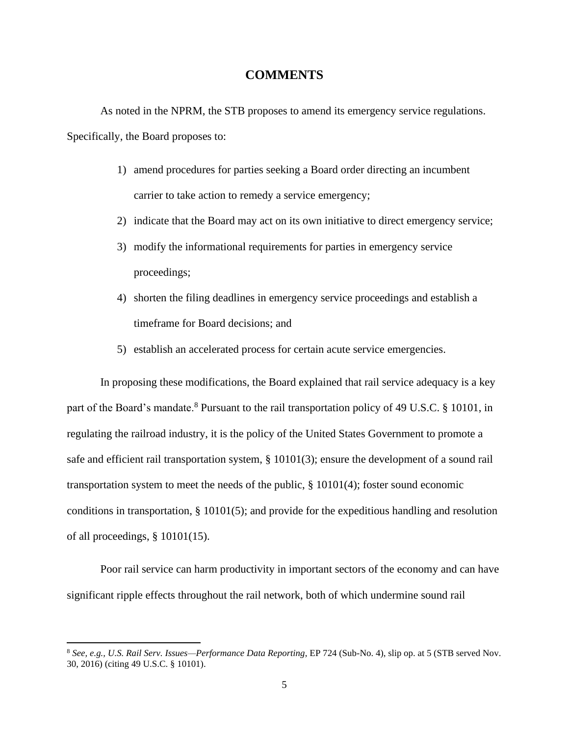## COMMENTS

As noted in the NPRM, the STB proposes to amend its emergency service regulations. Specifically, the Board proposes to:

1) amend procedures for parties seeking a Board order directing an incumbent carrier to take action to remedy a service emergency;
2) indicate that the Board may act on its own initiative to direct emergency service;
3) modify the informational requirements for parties in emergency service proceedings;
4) shorten the filing deadlines in emergency service proceedings and establish a timeframe for Board decisions; and
5) establish an accelerated process for certain acute service emergencies.

In proposing these modifications, the Board explained that rail service adequacy is a key part of the Board's mandate.[8] Pursuant to the rail transportation policy of 49 U.S.C. § 10101, in regulating the railroad industry, it is the policy of the United States Government to promote a safe and efficient rail transportation system, § 10101(3); ensure the development of a sound rail transportation system to meet the needs of the public, § 10101(4); foster sound economic conditions in transportation, § 10101(5); and provide for the expeditious handling and resolution of all proceedings, § 10101(15).

Poor rail service can harm productivity in important sectors of the economy and can have significant ripple effects throughout the rail network, both of which undermine sound rail

---

[8] *See, e.g., U.S. Rail Serv. Issues—Performance Data Reporting*, EP 724 (Sub-No. 4), slip op. at 5 (STB served Nov. 30, 2016) (citing 49 U.S.C. § 10101).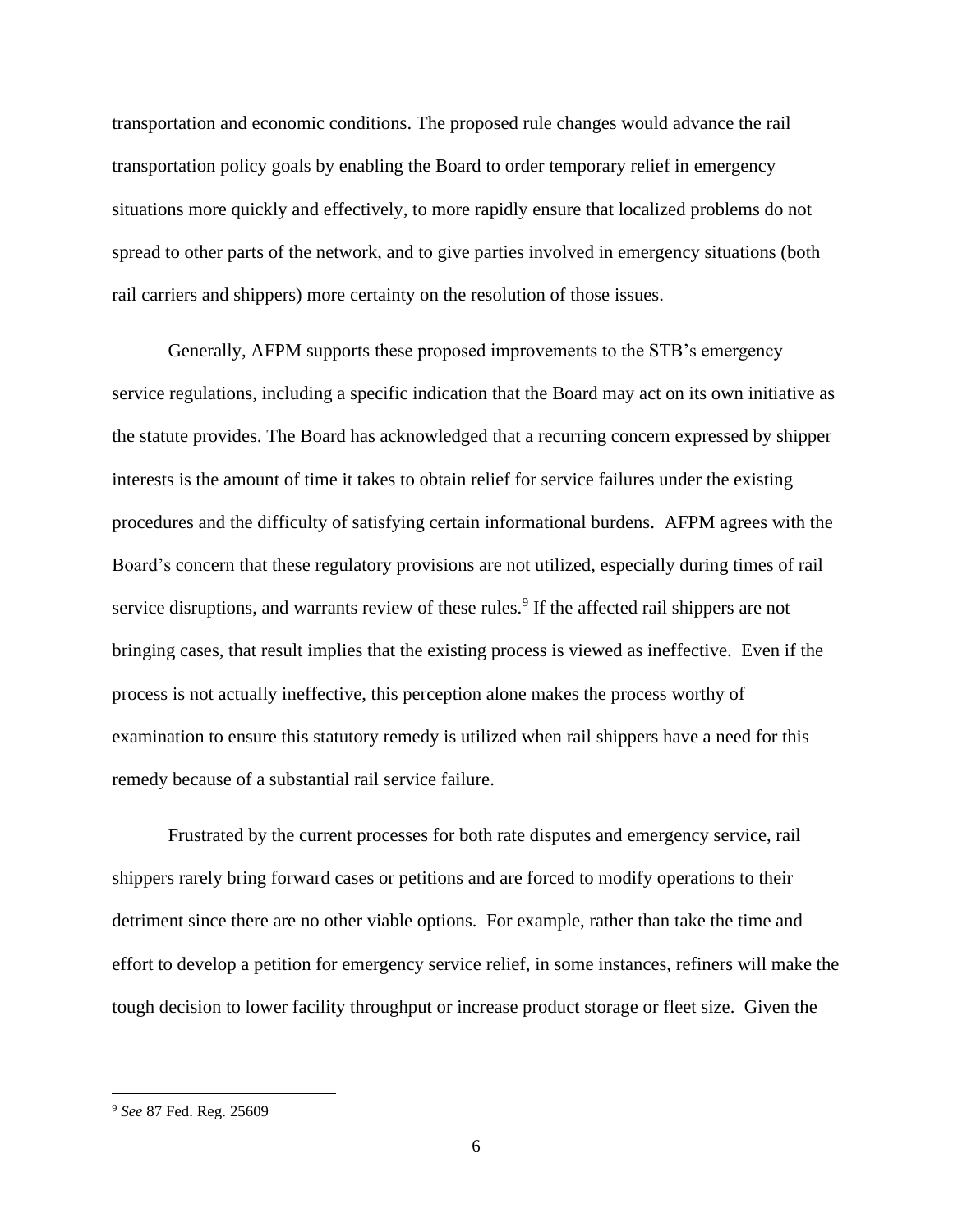transportation and economic conditions. The proposed rule changes would advance the rail transportation policy goals by enabling the Board to order temporary relief in emergency situations more quickly and effectively, to more rapidly ensure that localized problems do not spread to other parts of the network, and to give parties involved in emergency situations (both rail carriers and shippers) more certainty on the resolution of those issues.

Generally, AFPM supports these proposed improvements to the STB's emergency service regulations, including a specific indication that the Board may act on its own initiative as the statute provides. The Board has acknowledged that a recurring concern expressed by shipper interests is the amount of time it takes to obtain relief for service failures under the existing procedures and the difficulty of satisfying certain informational burdens. AFPM agrees with the Board's concern that these regulatory provisions are not utilized, especially during times of rail service disruptions, and warrants review of these rules.[9] If the affected rail shippers are not bringing cases, that result implies that the existing process is viewed as ineffective. Even if the process is not actually ineffective, this perception alone makes the process worthy of examination to ensure this statutory remedy is utilized when rail shippers have a need for this remedy because of a substantial rail service failure.

Frustrated by the current processes for both rate disputes and emergency service, rail shippers rarely bring forward cases or petitions and are forced to modify operations to their detriment since there are no other viable options. For example, rather than take the time and effort to develop a petition for emergency service relief, in some instances, refiners will make the tough decision to lower facility throughput or increase product storage or fleet size. Given the

[9] *See* 87 Fed. Reg. 25609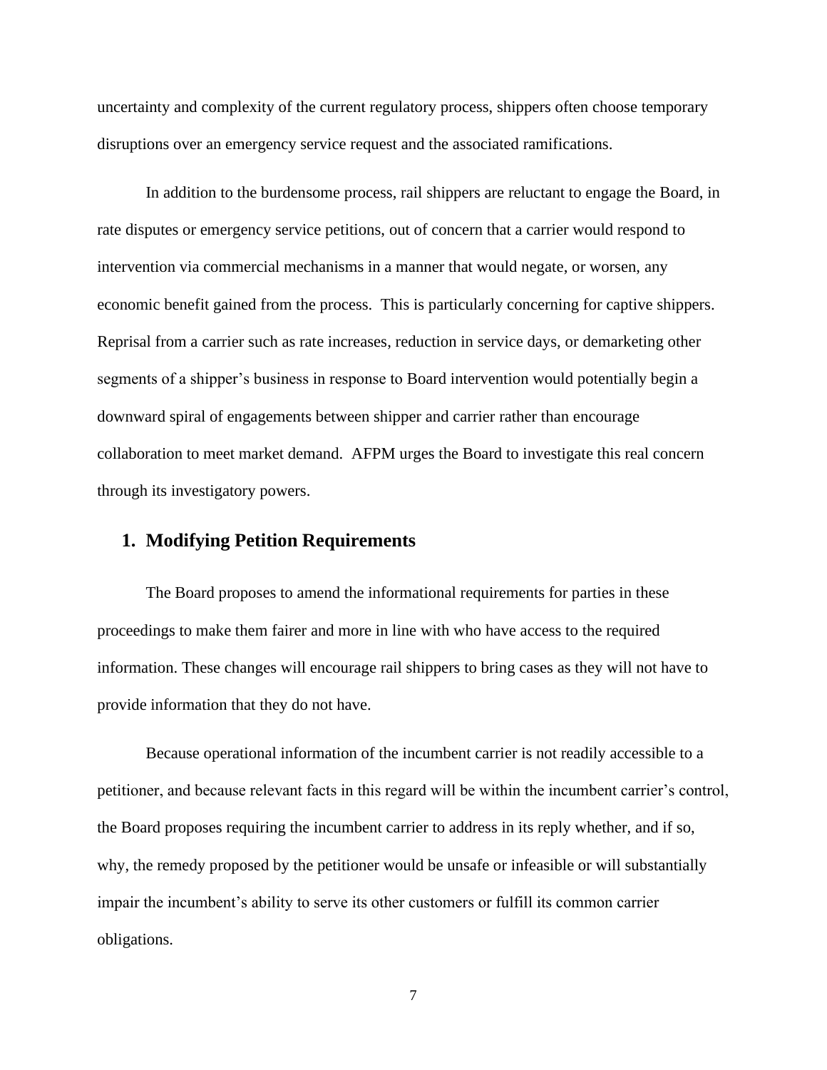uncertainty and complexity of the current regulatory process, shippers often choose temporary disruptions over an emergency service request and the associated ramifications.

In addition to the burdensome process, rail shippers are reluctant to engage the Board, in rate disputes or emergency service petitions, out of concern that a carrier would respond to intervention via commercial mechanisms in a manner that would negate, or worsen, any economic benefit gained from the process. This is particularly concerning for captive shippers. Reprisal from a carrier such as rate increases, reduction in service days, or demarketing other segments of a shipper's business in response to Board intervention would potentially begin a downward spiral of engagements between shipper and carrier rather than encourage collaboration to meet market demand. AFPM urges the Board to investigate this real concern through its investigatory powers.

## 1. Modifying Petition Requirements

The Board proposes to amend the informational requirements for parties in these proceedings to make them fairer and more in line with who have access to the required information. These changes will encourage rail shippers to bring cases as they will not have to provide information that they do not have.

Because operational information of the incumbent carrier is not readily accessible to a petitioner, and because relevant facts in this regard will be within the incumbent carrier's control, the Board proposes requiring the incumbent carrier to address in its reply whether, and if so, why, the remedy proposed by the petitioner would be unsafe or infeasible or will substantially impair the incumbent's ability to serve its other customers or fulfill its common carrier obligations.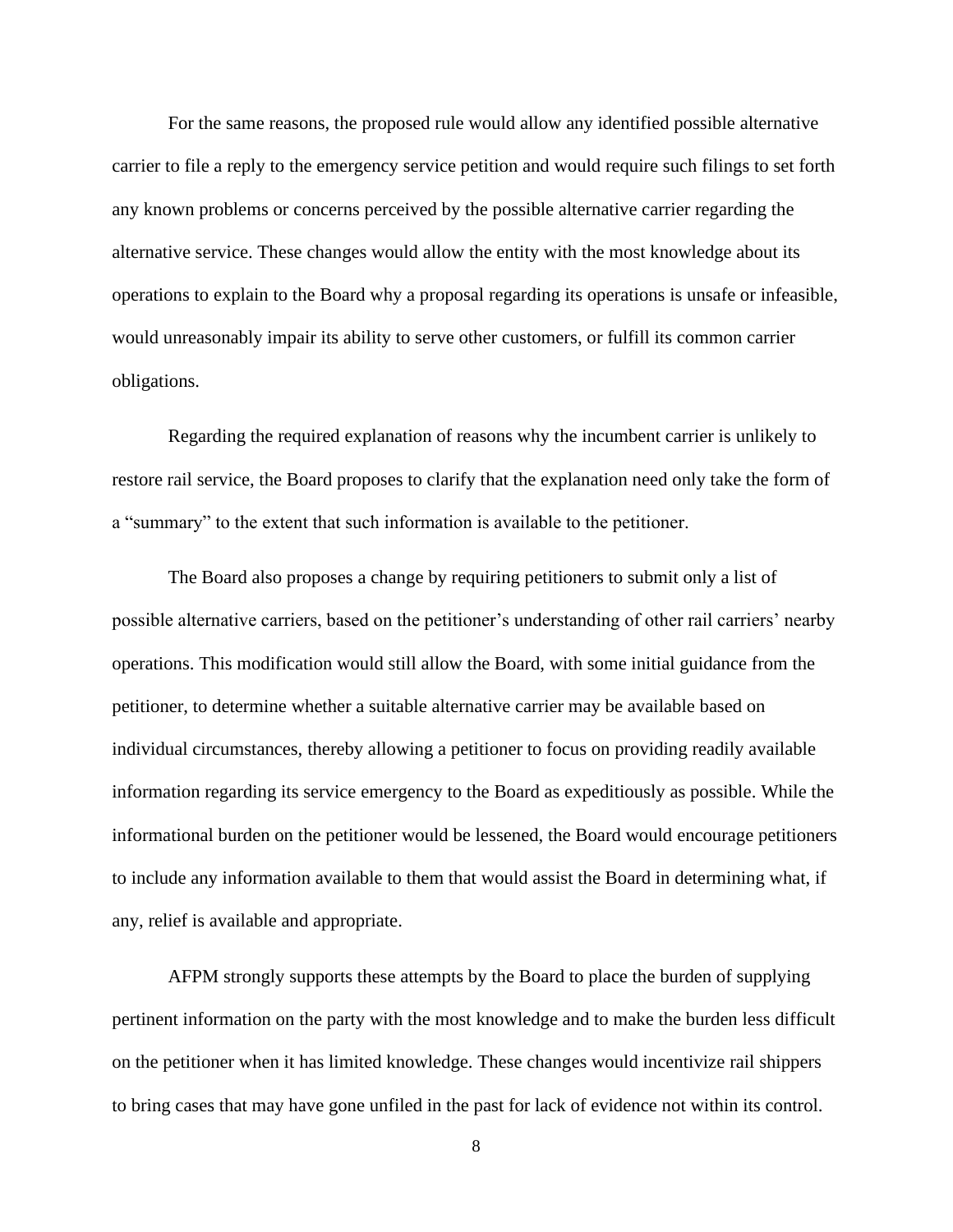For the same reasons, the proposed rule would allow any identified possible alternative carrier to file a reply to the emergency service petition and would require such filings to set forth any known problems or concerns perceived by the possible alternative carrier regarding the alternative service. These changes would allow the entity with the most knowledge about its operations to explain to the Board why a proposal regarding its operations is unsafe or infeasible, would unreasonably impair its ability to serve other customers, or fulfill its common carrier obligations.

Regarding the required explanation of reasons why the incumbent carrier is unlikely to restore rail service, the Board proposes to clarify that the explanation need only take the form of a "summary" to the extent that such information is available to the petitioner.

The Board also proposes a change by requiring petitioners to submit only a list of possible alternative carriers, based on the petitioner's understanding of other rail carriers' nearby operations. This modification would still allow the Board, with some initial guidance from the petitioner, to determine whether a suitable alternative carrier may be available based on individual circumstances, thereby allowing a petitioner to focus on providing readily available information regarding its service emergency to the Board as expeditiously as possible. While the informational burden on the petitioner would be lessened, the Board would encourage petitioners to include any information available to them that would assist the Board in determining what, if any, relief is available and appropriate.

AFPM strongly supports these attempts by the Board to place the burden of supplying pertinent information on the party with the most knowledge and to make the burden less difficult on the petitioner when it has limited knowledge. These changes would incentivize rail shippers to bring cases that may have gone unfiled in the past for lack of evidence not within its control.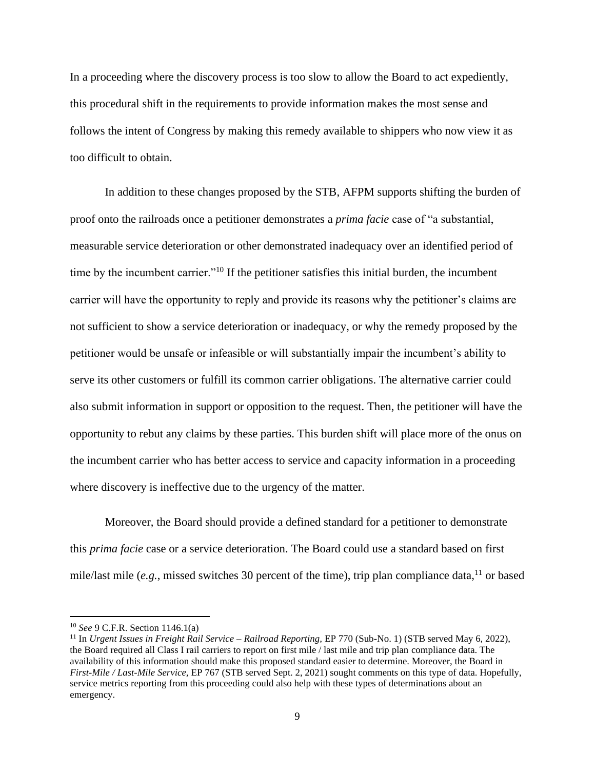In a proceeding where the discovery process is too slow to allow the Board to act expediently, this procedural shift in the requirements to provide information makes the most sense and follows the intent of Congress by making this remedy available to shippers who now view it as too difficult to obtain.

In addition to these changes proposed by the STB, AFPM supports shifting the burden of proof onto the railroads once a petitioner demonstrates a *prima facie* case of "a substantial, measurable service deterioration or other demonstrated inadequacy over an identified period of time by the incumbent carrier."[10] If the petitioner satisfies this initial burden, the incumbent carrier will have the opportunity to reply and provide its reasons why the petitioner's claims are not sufficient to show a service deterioration or inadequacy, or why the remedy proposed by the petitioner would be unsafe or infeasible or will substantially impair the incumbent's ability to serve its other customers or fulfill its common carrier obligations. The alternative carrier could also submit information in support or opposition to the request. Then, the petitioner will have the opportunity to rebut any claims by these parties. This burden shift will place more of the onus on the incumbent carrier who has better access to service and capacity information in a proceeding where discovery is ineffective due to the urgency of the matter.

Moreover, the Board should provide a defined standard for a petitioner to demonstrate this *prima facie* case or a service deterioration. The Board could use a standard based on first mile/last mile (*e.g.*, missed switches 30 percent of the time), trip plan compliance data,[11] or based

---

[10] *See* 9 C.F.R. Section 1146.1(a)

[11] In *Urgent Issues in Freight Rail Service – Railroad Reporting,* EP 770 (Sub-No. 1) (STB served May 6, 2022), the Board required all Class I rail carriers to report on first mile / last mile and trip plan compliance data. The availability of this information should make this proposed standard easier to determine. Moreover, the Board in *First-Mile / Last-Mile Service,* EP 767 (STB served Sept. 2, 2021) sought comments on this type of data. Hopefully, service metrics reporting from this proceeding could also help with these types of determinations about an emergency.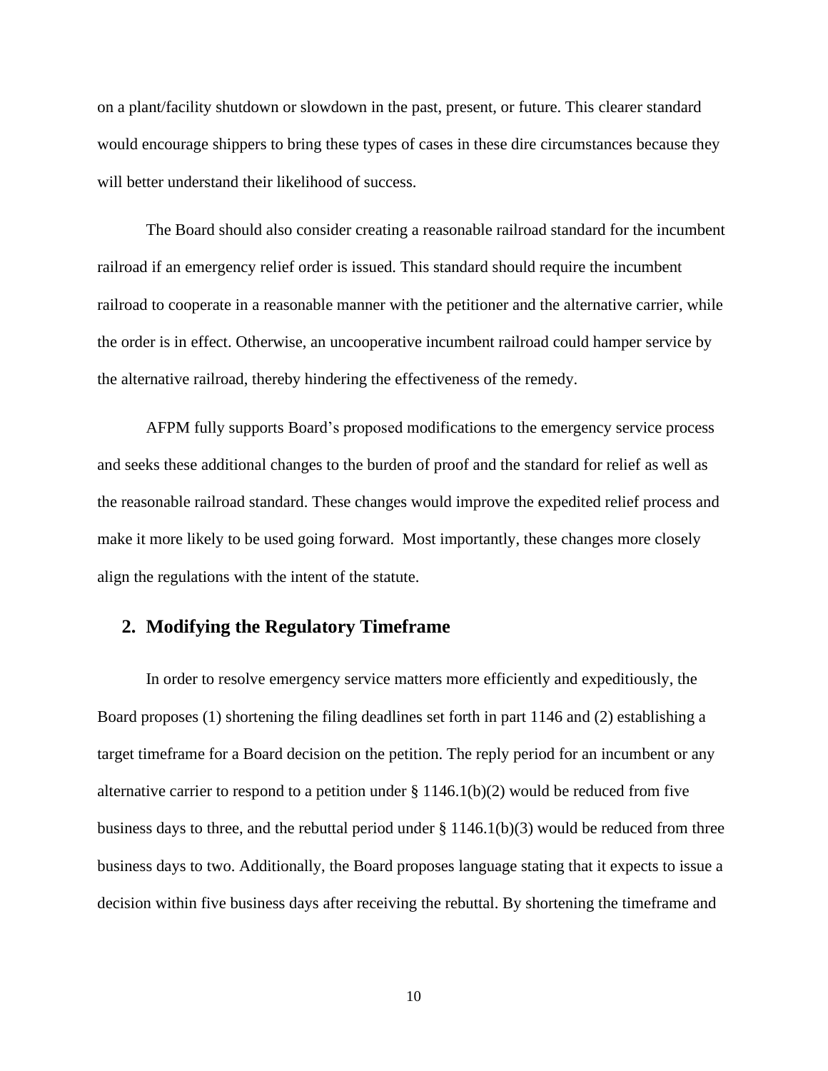on a plant/facility shutdown or slowdown in the past, present, or future. This clearer standard would encourage shippers to bring these types of cases in these dire circumstances because they will better understand their likelihood of success.

The Board should also consider creating a reasonable railroad standard for the incumbent railroad if an emergency relief order is issued. This standard should require the incumbent railroad to cooperate in a reasonable manner with the petitioner and the alternative carrier, while the order is in effect. Otherwise, an uncooperative incumbent railroad could hamper service by the alternative railroad, thereby hindering the effectiveness of the remedy.

AFPM fully supports Board's proposed modifications to the emergency service process and seeks these additional changes to the burden of proof and the standard for relief as well as the reasonable railroad standard. These changes would improve the expedited relief process and make it more likely to be used going forward. Most importantly, these changes more closely align the regulations with the intent of the statute.

## 2. Modifying the Regulatory Timeframe

In order to resolve emergency service matters more efficiently and expeditiously, the Board proposes (1) shortening the filing deadlines set forth in part 1146 and (2) establishing a target timeframe for a Board decision on the petition. The reply period for an incumbent or any alternative carrier to respond to a petition under § 1146.1(b)(2) would be reduced from five business days to three, and the rebuttal period under § 1146.1(b)(3) would be reduced from three business days to two. Additionally, the Board proposes language stating that it expects to issue a decision within five business days after receiving the rebuttal. By shortening the timeframe and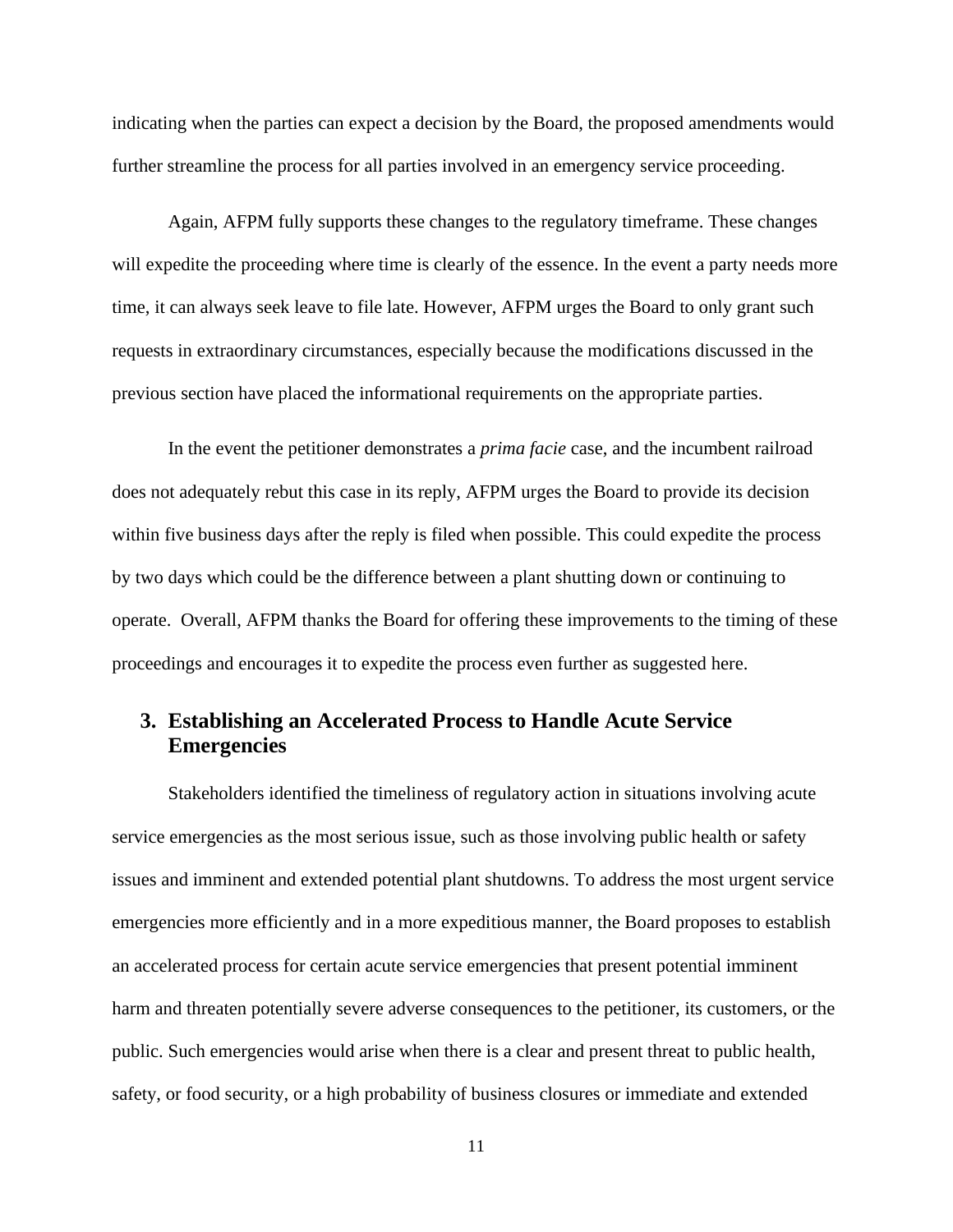indicating when the parties can expect a decision by the Board, the proposed amendments would further streamline the process for all parties involved in an emergency service proceeding.

Again, AFPM fully supports these changes to the regulatory timeframe. These changes will expedite the proceeding where time is clearly of the essence. In the event a party needs more time, it can always seek leave to file late. However, AFPM urges the Board to only grant such requests in extraordinary circumstances, especially because the modifications discussed in the previous section have placed the informational requirements on the appropriate parties.

In the event the petitioner demonstrates a *prima facie* case, and the incumbent railroad does not adequately rebut this case in its reply, AFPM urges the Board to provide its decision within five business days after the reply is filed when possible. This could expedite the process by two days which could be the difference between a plant shutting down or continuing to operate. Overall, AFPM thanks the Board for offering these improvements to the timing of these proceedings and encourages it to expedite the process even further as suggested here.

### 3. Establishing an Accelerated Process to Handle Acute Service Emergencies

Stakeholders identified the timeliness of regulatory action in situations involving acute service emergencies as the most serious issue, such as those involving public health or safety issues and imminent and extended potential plant shutdowns. To address the most urgent service emergencies more efficiently and in a more expeditious manner, the Board proposes to establish an accelerated process for certain acute service emergencies that present potential imminent harm and threaten potentially severe adverse consequences to the petitioner, its customers, or the public. Such emergencies would arise when there is a clear and present threat to public health, safety, or food security, or a high probability of business closures or immediate and extended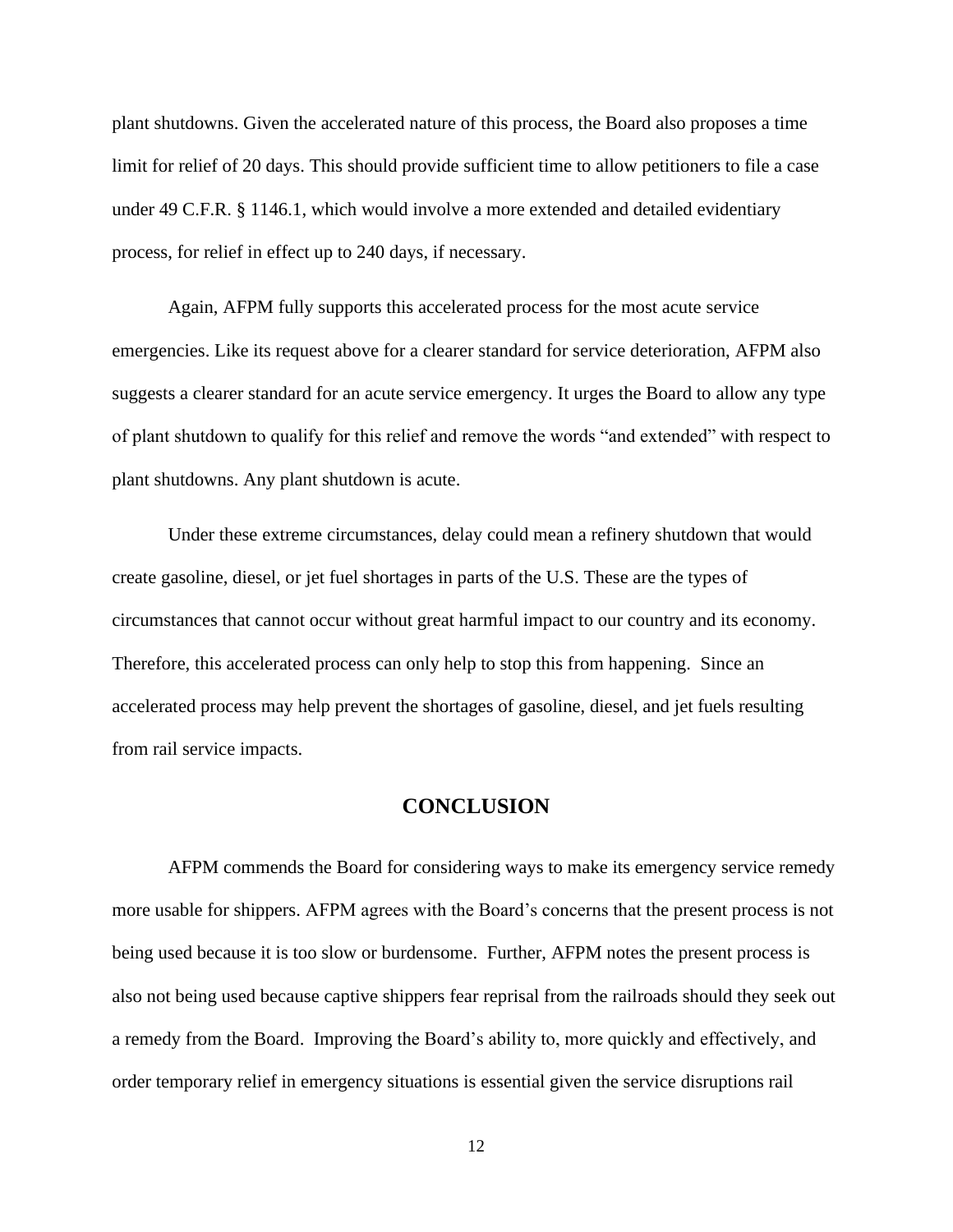plant shutdowns. Given the accelerated nature of this process, the Board also proposes a time limit for relief of 20 days. This should provide sufficient time to allow petitioners to file a case under 49 C.F.R. § 1146.1, which would involve a more extended and detailed evidentiary process, for relief in effect up to 240 days, if necessary.

Again, AFPM fully supports this accelerated process for the most acute service emergencies. Like its request above for a clearer standard for service deterioration, AFPM also suggests a clearer standard for an acute service emergency. It urges the Board to allow any type of plant shutdown to qualify for this relief and remove the words "and extended" with respect to plant shutdowns. Any plant shutdown is acute.

Under these extreme circumstances, delay could mean a refinery shutdown that would create gasoline, diesel, or jet fuel shortages in parts of the U.S. These are the types of circumstances that cannot occur without great harmful impact to our country and its economy. Therefore, this accelerated process can only help to stop this from happening. Since an accelerated process may help prevent the shortages of gasoline, diesel, and jet fuels resulting from rail service impacts.

## CONCLUSION

AFPM commends the Board for considering ways to make its emergency service remedy more usable for shippers. AFPM agrees with the Board's concerns that the present process is not being used because it is too slow or burdensome. Further, AFPM notes the present process is also not being used because captive shippers fear reprisal from the railroads should they seek out a remedy from the Board. Improving the Board's ability to, more quickly and effectively, and order temporary relief in emergency situations is essential given the service disruptions rail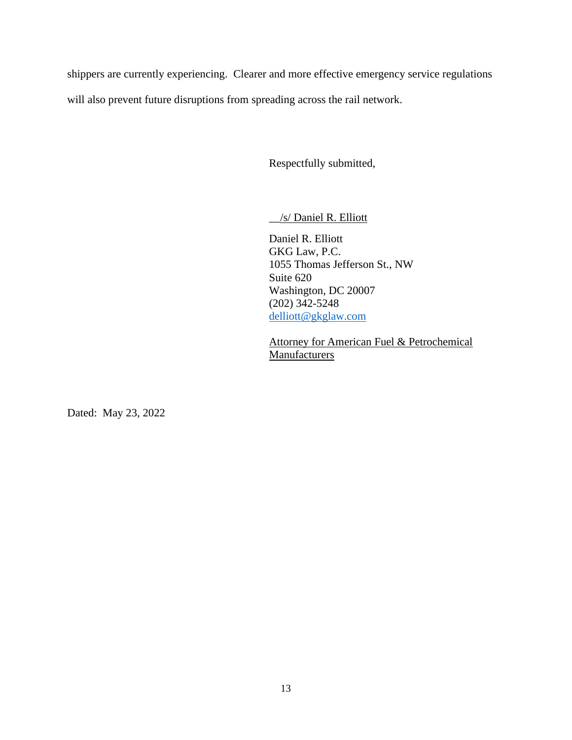shippers are currently experiencing. Clearer and more effective emergency service regulations will also prevent future disruptions from spreading across the rail network.

Respectfully submitted,

__/s/ Daniel R. Elliott

Daniel R. Elliott
GKG Law, P.C.
1055 Thomas Jefferson St., NW
Suite 620
Washington, DC 20007
(202) 342-5248
delliott@gkglaw.com

Attorney for American Fuel & Petrochemical Manufacturers

Dated: May 23, 2022